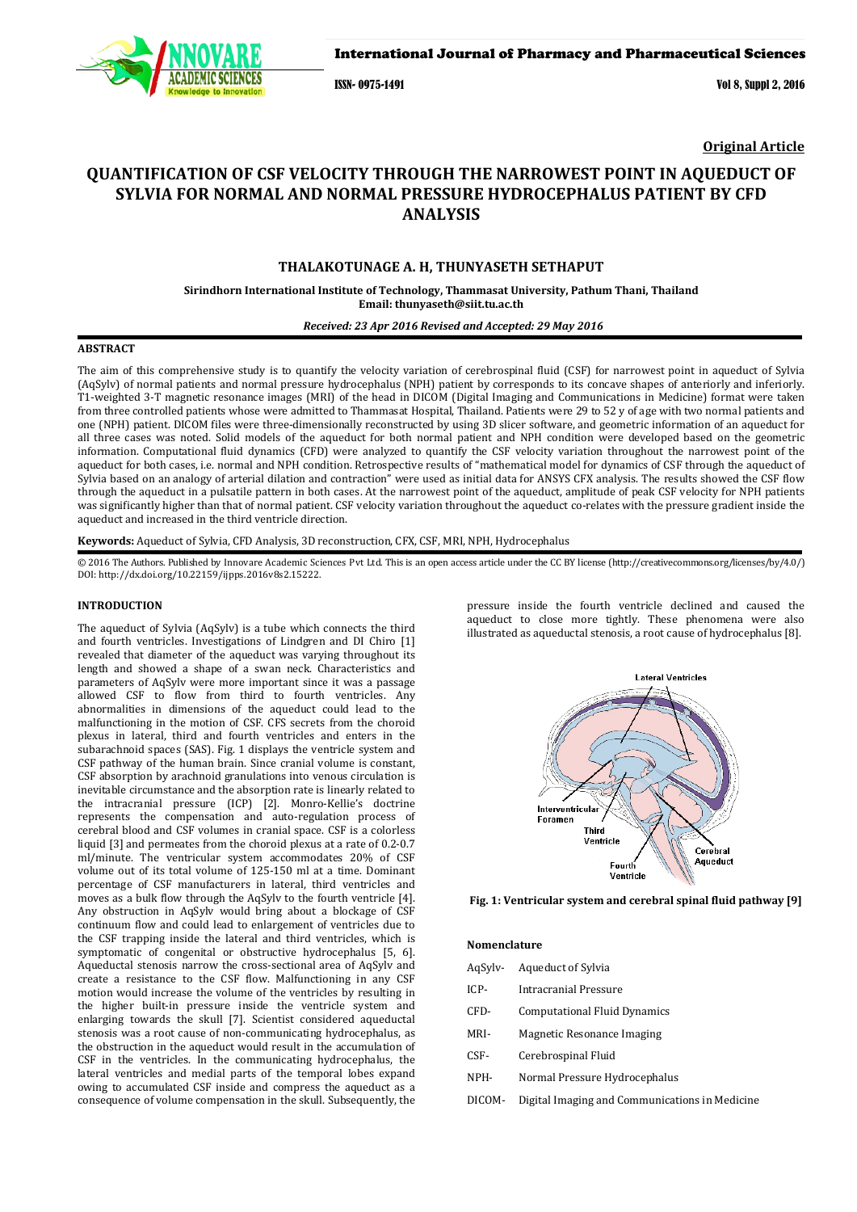Original Article

# QUANTIFICATION OF CSF VELOCITY THROUGH THE NARROWEST POINT IN AQUEDUCT OF SYLVIA FOR NORMAL AND NORMAL PRESSURE HYDROCEPHALUS PATIENT BY CFD ANALYSIS

**THALAKOTUNAGE A. H, THUNYASETH SETHAPUT**

**Sirindhorn International Institute of Technology, Thammasat University, Pathum Thani, Thailand**
**Email: thunyaseth@siit.tu.ac.th**

***Received: 23 Apr 2016 Revised and Accepted: 29 May 2016***

## ABSTRACT

The aim of this comprehensive study is to quantify the velocity variation of cerebrospinal fluid (CSF) for narrowest point in aqueduct of Sylvia (AqSylv) of normal patients and normal pressure hydrocephalus (NPH) patient by corresponds to its concave shapes of anteriorly and inferiorly. T1-weighted 3-T magnetic resonance images (MRI) of the head in DICOM (Digital Imaging and Communications in Medicine) format were taken from three controlled patients whose were admitted to Thammasat Hospital, Thailand. Patients were 29 to 52 y of age with two normal patients and one (NPH) patient. DICOM files were three-dimensionally reconstructed by using 3D slicer software, and geometric information of an aqueduct for all three cases was noted. Solid models of the aqueduct for both normal patient and NPH condition were developed based on the geometric information. Computational fluid dynamics (CFD) were analyzed to quantify the CSF velocity variation throughout the narrowest point of the aqueduct for both cases, i.e. normal and NPH condition. Retrospective results of "mathematical model for dynamics of CSF through the aqueduct of Sylvia based on an analogy of arterial dilation and contraction" were used as initial data for ANSYS CFX analysis. The results showed the CSF flow through the aqueduct in a pulsatile pattern in both cases. At the narrowest point of the aqueduct, amplitude of peak CSF velocity for NPH patients was significantly higher than that of normal patient. CSF velocity variation throughout the aqueduct co-relates with the pressure gradient inside the aqueduct and increased in the third ventricle direction.

**Keywords:** Aqueduct of Sylvia, CFD Analysis, 3D reconstruction, CFX, CSF, MRI, NPH, Hydrocephalus

© 2016 The Authors. Published by Innovare Academic Sciences Pvt Ltd. This is an open access article under the CC BY license (http://creativecommons.org/licenses/by/4.0/)
DOI: http://dx.doi.org/10.22159/ijpps.2016v8s2.15222.

## INTRODUCTION

The aqueduct of Sylvia (AqSylv) is a tube which connects the third and fourth ventricles. Investigations of Lindgren and DI Chiro [1] revealed that diameter of the aqueduct was varying throughout its length and showed a shape of a swan neck. Characteristics and parameters of AqSylv were more important since it was a passage allowed CSF to flow from third to fourth ventricles. Any abnormalities in dimensions of the aqueduct could lead to the malfunctioning in the motion of CSF. CFS secrets from the choroid plexus in lateral, third and fourth ventricles and enters in the subarachnoid spaces (SAS). Fig. 1 displays the ventricle system and CSF pathway of the human brain. Since cranial volume is constant, CSF absorption by arachnoid granulations into venous circulation is inevitable circumstance and the absorption rate is linearly related to the intracranial pressure (ICP) [2]. Monro-Kellie's doctrine represents the compensation and auto-regulation process of cerebral blood and CSF volumes in cranial space. CSF is a colorless liquid [3] and permeates from the choroid plexus at a rate of 0.2-0.7 ml/minute. The ventricular system accommodates 20% of CSF volume out of its total volume of 125-150 ml at a time. Dominant percentage of CSF manufacturers in lateral, third ventricles and moves as a bulk flow through the AqSylv to the fourth ventricle [4]. Any obstruction in AqSylv would bring about a blockage of CSF continuum flow and could lead to enlargement of ventricles due to the CSF trapping inside the lateral and third ventricles, which is symptomatic of congenital or obstructive hydrocephalus [5, 6]. Aqueductal stenosis narrow the cross-sectional area of AqSylv and create a resistance to the CSF flow. Malfunctioning in any CSF motion would increase the volume of the ventricles by resulting in the higher built-in pressure inside the ventricle system and enlarging towards the skull [7]. Scientist considered aqueductal stenosis was a root cause of non-communicating hydrocephalus, as the obstruction in the aqueduct would result in the accumulation of CSF in the ventricles. In the communicating hydrocephalus, the lateral ventricles and medial parts of the temporal lobes expand owing to accumulated CSF inside and compress the aqueduct as a consequence of volume compensation in the skull. Subsequently, the pressure inside the fourth ventricle declined and caused the aqueduct to close more tightly. These phenomena were also illustrated as aqueductal stenosis, a root cause of hydrocephalus [8].

**Fig. 1: Ventricular system and cerebral spinal fluid pathway [9]**

### Nomenclature

| | |
|---|---|
| AqSylv- | Aqueduct of Sylvia |
| ICP- | Intracranial Pressure |
| CFD- | Computational Fluid Dynamics |
| MRI- | Magnetic Resonance Imaging |
| CSF- | Cerebrospinal Fluid |
| NPH- | Normal Pressure Hydrocephalus |
| DICOM- | Digital Imaging and Communications in Medicine |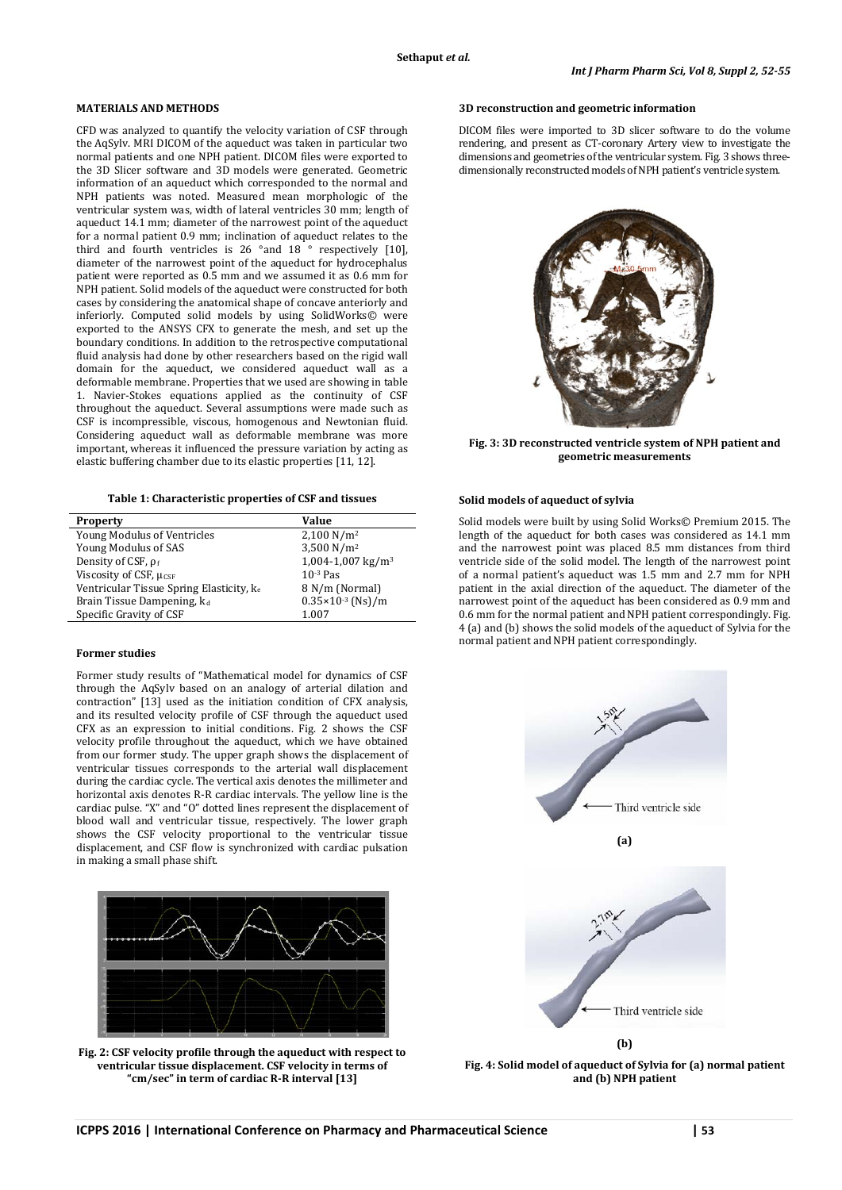## MATERIALS AND METHODS

CFD was analyzed to quantify the velocity variation of CSF through the AqSylv. MRI DICOM of the aqueduct was taken in particular two normal patients and one NPH patient. DICOM files were exported to the 3D Slicer software and 3D models were generated. Geometric information of an aqueduct which corresponded to the normal and NPH patients was noted. Measured mean morphologic of the ventricular system was, width of lateral ventricles 30 mm; length of aqueduct 14.1 mm; diameter of the narrowest point of the aqueduct for a normal patient 0.9 mm; inclination of aqueduct relates to the third and fourth ventricles is 26 ° and 18 ° respectively [10], diameter of the narrowest point of the aqueduct for hydrocephalus patient were reported as 0.5 mm and we assumed it as 0.6 mm for NPH patient. Solid models of the aqueduct were constructed for both cases by considering the anatomical shape of concave anteriorly and inferiorly. Computed solid models by using SolidWorks© were exported to the ANSYS CFX to generate the mesh, and set up the boundary conditions. In addition to the retrospective computational fluid analysis had done by other researchers based on the rigid wall domain for the aqueduct, we considered aqueduct wall as a deformable membrane. Properties that we used are showing in table 1. Navier-Stokes equations applied as the continuity of CSF throughout the aqueduct. Several assumptions were made such as CSF is incompressible, viscous, homogenous and Newtonian fluid. Considering aqueduct wall as deformable membrane was more important, whereas it influenced the pressure variation by acting as elastic buffering chamber due to its elastic properties [11, 12].

**Table 1: Characteristic properties of CSF and tissues**

| Property | Value |
|---|---|
| Young Modulus of Ventricles | 2,100 N/m$^2$ |
| Young Modulus of SAS | 3,500 N/m$^2$ |
| Density of CSF, $\rho_f$ | 1,004-1,007 kg/m$^3$ |
| Viscosity of CSF, $\mu_{CSF}$ | $10^{-3}$ Pas |
| Ventricular Tissue Spring Elasticity, $k_e$ | 8 N/m (Normal) |
| Brain Tissue Dampening, $k_d$ | $0.35\times10^{-3}$ (Ns)/m |
| Specific Gravity of CSF | 1.007 |

### Former studies

Former study results of "Mathematical model for dynamics of CSF through the AqSylv based on an analogy of arterial dilation and contraction" [13] used as the initiation condition of CFX analysis, and its resulted velocity profile of CSF through the aqueduct used CFX as an expression to initial conditions. Fig. 2 shows the CSF velocity profile throughout the aqueduct, which we have obtained from our former study. The upper graph shows the displacement of ventricular tissues corresponds to the arterial wall displacement during the cardiac cycle. The vertical axis denotes the millimeter and horizontal axis denotes R-R cardiac intervals. The yellow line is the cardiac pulse. "X" and "O" dotted lines represent the displacement of blood wall and ventricular tissue, respectively. The lower graph shows the CSF velocity proportional to the ventricular tissue displacement, and CSF flow is synchronized with cardiac pulsation in making a small phase shift.

**Fig. 2: CSF velocity profile through the aqueduct with respect to ventricular tissue displacement. CSF velocity in terms of "cm/sec" in term of cardiac R-R interval [13]**

### 3D reconstruction and geometric information

DICOM files were imported to 3D slicer software to do the volume rendering, and present as CT-coronary Artery view to investigate the dimensions and geometries of the ventricular system. Fig. 3 shows three-dimensionally reconstructed models of NPH patient's ventricle system.

**Fig. 3: 3D reconstructed ventricle system of NPH patient and geometric measurements**

### Solid models of aqueduct of sylvia

Solid models were built by using Solid Works© Premium 2015. The length of the aqueduct for both cases was considered as 14.1 mm and the narrowest point was placed 8.5 mm distances from third ventricle side of the solid model. The length of the narrowest point of a normal patient's aqueduct was 1.5 mm and 2.7 mm for NPH patient in the axial direction of the aqueduct. The diameter of the narrowest point of the aqueduct has been considered as 0.9 mm and 0.6 mm for the normal patient and NPH patient correspondingly. Fig. 4 (a) and (b) shows the solid models of the aqueduct of Sylvia for the normal patient and NPH patient correspondingly.

**(a)**

**(b)**

**Fig. 4: Solid model of aqueduct of Sylvia for (a) normal patient and (b) NPH patient**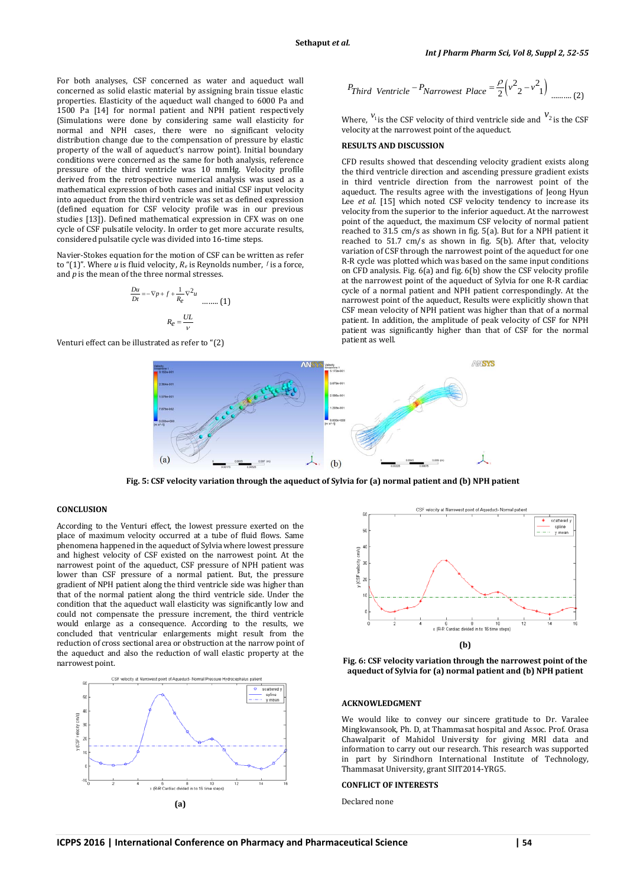For both analyses, CSF concerned as water and aqueduct wall concerned as solid elastic material by assigning brain tissue elastic properties. Elasticity of the aqueduct wall changed to 6000 Pa and 1500 Pa [14] for normal patient and NPH patient respectively (Simulations were done by considering same wall elasticity for normal and NPH cases, there were no significant velocity distribution change due to the compensation of pressure by elastic property of the wall of aqueduct's narrow point). Initial boundary conditions were concerned as the same for both analysis, reference pressure of the third ventricle was 10 mmHg. Velocity profile derived from the retrospective numerical analysis was used as a mathematical expression of both cases and initial CSF input velocity into aqueduct from the third ventricle was set as defined expression (defined equation for CSF velocity profile was in our previous studies [13]). Defined mathematical expression in CFX was on one cycle of CSF pulsatile velocity. In order to get more accurate results, considered pulsatile cycle was divided into 16-time steps.

Navier-Stokes equation for the motion of CSF can be written as refer to "(1)". Where $u$ is fluid velocity, $R_e$ is Reynolds number, $f$ is a force, and $p$ is the mean of the three normal stresses.

$$\frac{Du}{Dt} = -\nabla p + f + \frac{1}{R_e}\nabla^2 u \quad \text{........ (1)}$$

$$R_e = \frac{UL}{\nu}$$

Venturi effect can be illustrated as refer to "(2)

$$P_{Third\ \ Ventricle} - P_{Narrowest\ \ Place} = \frac{\rho}{2}\left(v_2^2 - v_1^2\right) \quad \text{.......... (2)}$$

Where, $v_1$ is the CSF velocity of third ventricle side and $v_2$ is the CSF velocity at the narrowest point of the aqueduct.

## RESULTS AND DISCUSSION

CFD results showed that descending velocity gradient exists along the third ventricle direction and ascending pressure gradient exists in third ventricle direction from the narrowest point of the aqueduct. The results agree with the investigations of Jeong Hyun Lee *et al.* [15] which noted CSF velocity tendency to increase its velocity from the superior to the inferior aqueduct. At the narrowest point of the aqueduct, the maximum CSF velocity of normal patient reached to 31.5 cm/s as shown in fig. 5(a). But for a NPH patient it reached to 51.7 cm/s as shown in fig. 5(b). After that, velocity variation of CSF through the narrowest point of the aqueduct for one R-R cycle was plotted which was based on the same input conditions on CFD analysis. Fig. 6(a) and fig. 6(b) show the CSF velocity profile at the narrowest point of the aqueduct of Sylvia for one R-R cardiac cycle of a normal patient and NPH patient correspondingly. At the narrowest point of the aqueduct, Results were explicitly shown that CSF mean velocity of NPH patient was higher than that of a normal patient. In addition, the amplitude of peak velocity of CSF for NPH patient was significantly higher than that of CSF for the normal patient as well.

(a)

(b)

**Fig. 5: CSF velocity variation through the aqueduct of Sylvia for (a) normal patient and (b) NPH patient**

## CONCLUSION

According to the Venturi effect, the lowest pressure exerted on the place of maximum velocity occurred at a tube of fluid flows. Same phenomena happened in the aqueduct of Sylvia where lowest pressure and highest velocity of CSF existed on the narrowest point. At the narrowest point of the aqueduct, CSF pressure of NPH patient was lower than CSF pressure of a normal patient. But, the pressure gradient of NPH patient along the third ventricle side was higher than that of the normal patient along the third ventricle side. Under the condition that the aqueduct wall elasticity was significantly low and could not compensate the pressure increment, the third ventricle would enlarge as a consequence. According to the results, we concluded that ventricular enlargements might result from the reduction of cross sectional area or obstruction at the narrow point of the aqueduct and also the reduction of wall elastic property at the narrowest point.

CSF velocity at Narrowest point of Aqueduct- Normal Pressure Hydrocephalus patient

scattered y
spline
y mean

y (CSF velocity cm/s)

x (R-R Cardiac divided in to 16 time steps)

**(a)**

CSF velocity at Narrowest point of Aqueduct- Normal patient

scattered y
spline
y mean

y (CSF velocity cm/s)

x (R-R Cardiac divided in to 16 time steps)

**(b)**

**Fig. 6: CSF velocity variation through the narrowest point of the aqueduct of Sylvia for (a) normal patient and (b) NPH patient**

## ACKNOWLEDGMENT

We would like to convey our sincere gratitude to Dr. Varalee Mingkwansook, Ph. D, at Thammasat hospital and Assoc. Prof. Orasa Chawalparit of Mahidol University for giving MRI data and information to carry out our research. This research was supported in part by Sirindhorn International Institute of Technology, Thammasat University, grant SIIT2014-YRG5.

## CONFLICT OF INTERESTS

Declared none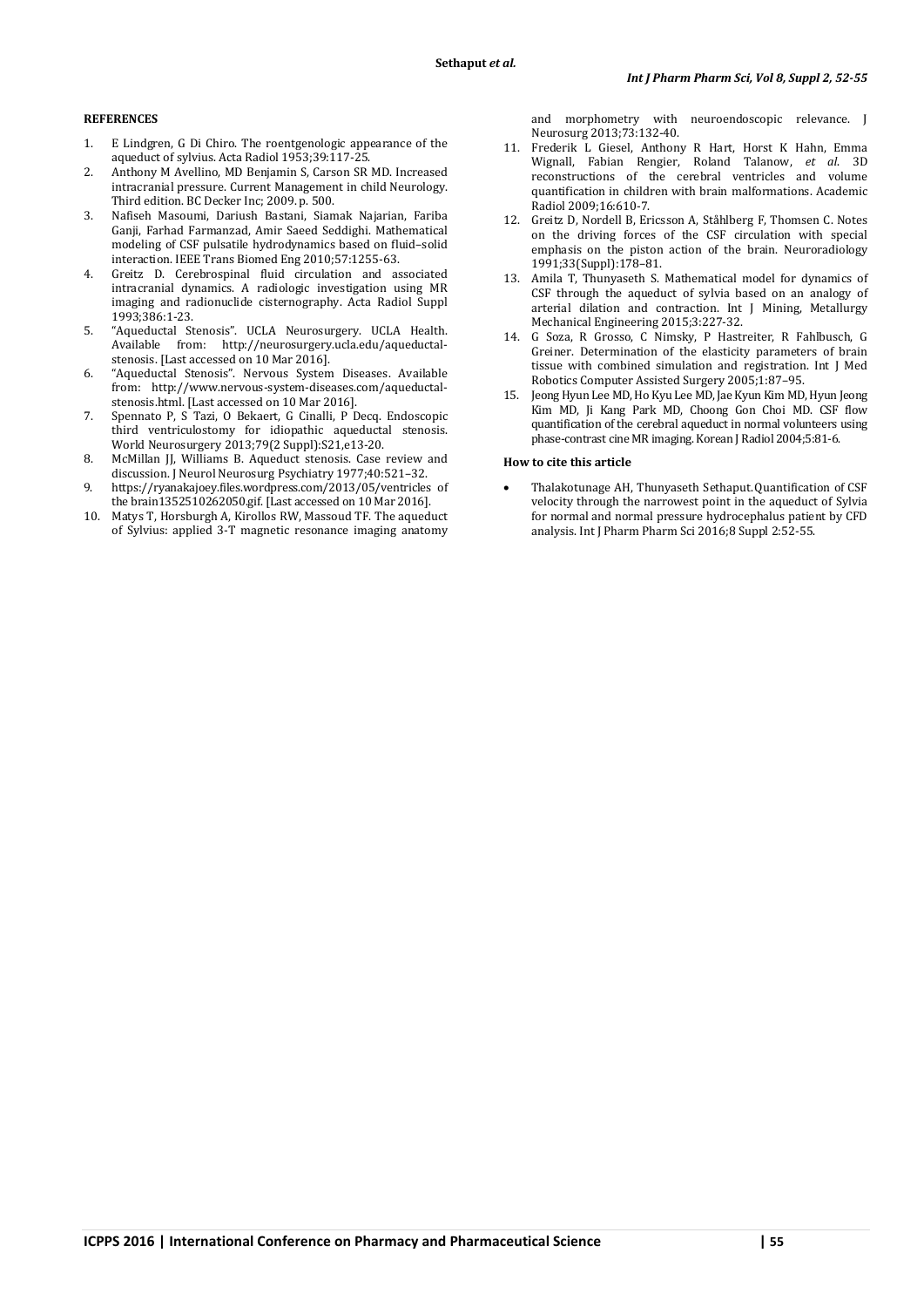**REFERENCES**

1. E Lindgren, G Di Chiro. The roentgenologic appearance of the aqueduct of sylvius. Acta Radiol 1953;39:117-25.
2. Anthony M Avellino, MD Benjamin S, Carson SR MD. Increased intracranial pressure. Current Management in child Neurology. Third edition. BC Decker Inc; 2009. p. 500.
3. Nafiseh Masoumi, Dariush Bastani, Siamak Najarian, Fariba Ganji, Farhad Farmanzad, Amir Saeed Seddighi. Mathematical modeling of CSF pulsatile hydrodynamics based on fluid–solid interaction. IEEE Trans Biomed Eng 2010;57:1255-63.
4. Greitz D. Cerebrospinal fluid circulation and associated intracranial dynamics. A radiologic investigation using MR imaging and radionuclide cisternography. Acta Radiol Suppl 1993;386:1-23.
5. "Aqueductal Stenosis". UCLA Neurosurgery. UCLA Health. Available from: http://neurosurgery.ucla.edu/aqueductal-stenosis. [Last accessed on 10 Mar 2016].
6. "Aqueductal Stenosis". Nervous System Diseases. Available from: http://www.nervous-system-diseases.com/aqueductal-stenosis.html. [Last accessed on 10 Mar 2016].
7. Spennato P, S Tazi, O Bekaert, G Cinalli, P Decq. Endoscopic third ventriculostomy for idiopathic aqueductal stenosis. World Neurosurgery 2013;79(2 Suppl):S21,e13-20.
8. McMillan JJ, Williams B. Aqueduct stenosis. Case review and discussion. J Neurol Neurosurg Psychiatry 1977;40:521–32.
9. https://ryanakajoey.files.wordpress.com/2013/05/ventricles of the brain1352510262050.gif. [Last accessed on 10 Mar 2016].
10. Matys T, Horsburgh A, Kirollos RW, Massoud TF. The aqueduct of Sylvius: applied 3-T magnetic resonance imaging anatomy and morphometry with neuroendoscopic relevance. J Neurosurg 2013;73:132-40.
11. Frederik L Giesel, Anthony R Hart, Horst K Hahn, Emma Wignall, Fabian Rengier, Roland Talanow, *et al.* 3D reconstructions of the cerebral ventricles and volume quantification in children with brain malformations. Academic Radiol 2009;16:610-7.
12. Greitz D, Nordell B, Ericsson A, Ståhlberg F, Thomsen C. Notes on the driving forces of the CSF circulation with special emphasis on the piston action of the brain. Neuroradiology 1991;33(Suppl):178–81.
13. Amila T, Thunyaseth S. Mathematical model for dynamics of CSF through the aqueduct of sylvia based on an analogy of arterial dilation and contraction. Int J Mining, Metallurgy Mechanical Engineering 2015;3:227-32.
14. G Soza, R Grosso, C Nimsky, P Hastreiter, R Fahlbusch, G Greiner. Determination of the elasticity parameters of brain tissue with combined simulation and registration. Int J Med Robotics Computer Assisted Surgery 2005;1:87–95.
15. Jeong Hyun Lee MD, Ho Kyu Lee MD, Jae Kyun Kim MD, Hyun Jeong Kim MD, Ji Kang Park MD, Choong Gon Choi MD. CSF flow quantification of the cerebral aqueduct in normal volunteers using phase-contrast cine MR imaging. Korean J Radiol 2004;5:81-6.

**How to cite this article**

- Thalakotunage AH, Thunyaseth Sethaput. Quantification of CSF velocity through the narrowest point in the aqueduct of Sylvia for normal and normal pressure hydrocephalus patient by CFD analysis. Int J Pharm Pharm Sci 2016;8 Suppl 2:52-55.